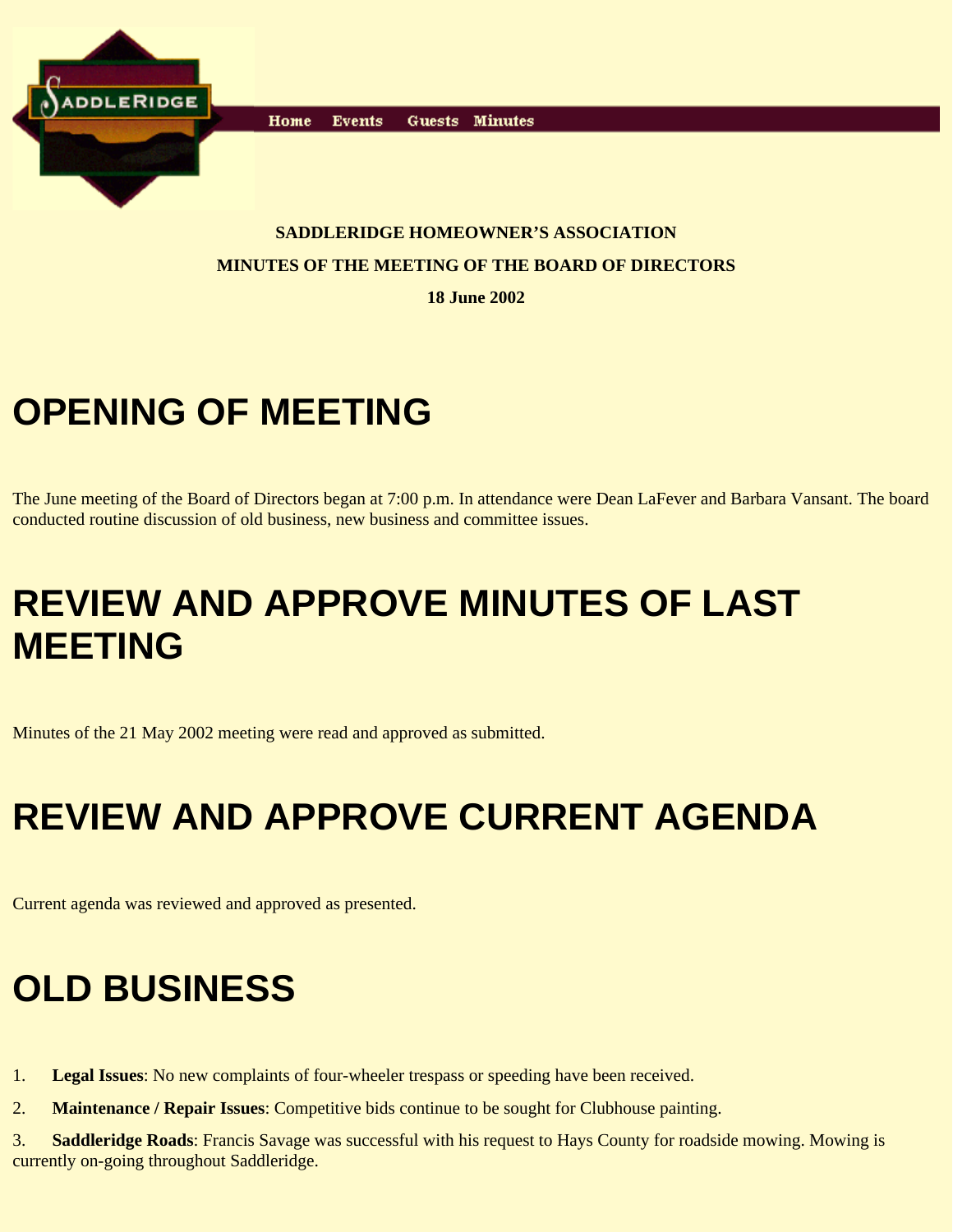Home Events Guests Minutes

**SADDLERIDGE HOMEOWNER'S ASSOCIATION**

**MINUTES OF THE MEETING OF THE BOARD OF DIRECTORS**

**18 June 2002**

# OPENING OF MEETING

The June meeting of the Board of Directors began at 7:00 p.m. In attendance were Dean LaFever and Barbara Vansant. The board conducted routine discussion of old business, new business and committee issues.

# REVIEW AND APPROVE MINUTES OF LAST MEETING

Minutes of the 21 May 2002 meeting were read and approved as submitted.

# REVIEW AND APPROVE CURRENT AGENDA

Current agenda was reviewed and approved as presented.

# OLD BUSINESS

1. **Legal Issues**: No new complaints of four-wheeler trespass or speeding have been received.
2. **Maintenance / Repair Issues**: Competitive bids continue to be sought for Clubhouse painting.
3. **Saddleridge Roads**: Francis Savage was successful with his request to Hays County for roadside mowing. Mowing is currently on-going throughout Saddleridge.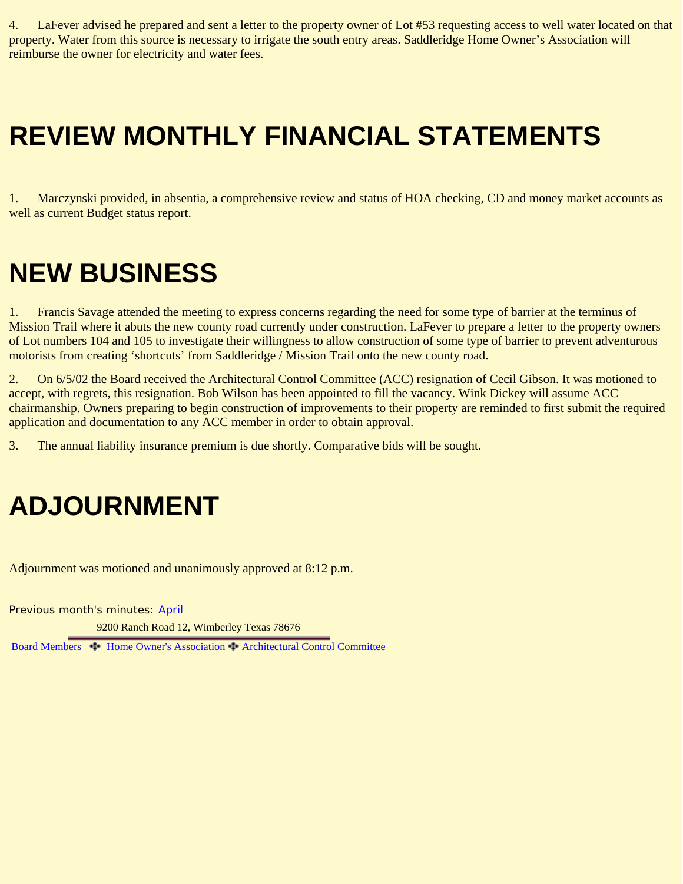4. LaFever advised he prepared and sent a letter to the property owner of Lot #53 requesting access to well water located on that property. Water from this source is necessary to irrigate the south entry areas. Saddleridge Home Owner's Association will reimburse the owner for electricity and water fees.

# REVIEW MONTHLY FINANCIAL STATEMENTS

1. Marczynski provided, in absentia, a comprehensive review and status of HOA checking, CD and money market accounts as well as current Budget status report.

# NEW BUSINESS

1. Francis Savage attended the meeting to express concerns regarding the need for some type of barrier at the terminus of Mission Trail where it abuts the new county road currently under construction. LaFever to prepare a letter to the property owners of Lot numbers 104 and 105 to investigate their willingness to allow construction of some type of barrier to prevent adventurous motorists from creating 'shortcuts' from Saddleridge / Mission Trail onto the new county road.

2. On 6/5/02 the Board received the Architectural Control Committee (ACC) resignation of Cecil Gibson. It was motioned to accept, with regrets, this resignation. Bob Wilson has been appointed to fill the vacancy. Wink Dickey will assume ACC chairmanship. Owners preparing to begin construction of improvements to their property are reminded to first submit the required application and documentation to any ACC member in order to obtain approval.

3. The annual liability insurance premium is due shortly. Comparative bids will be sought.

# ADJOURNMENT

Adjournment was motioned and unanimously approved at 8:12 p.m.

Previous month's minutes: April

9200 Ranch Road 12, Wimberley Texas 78676

Board Members ✣ Home Owner's Association ✣ Architectural Control Committee